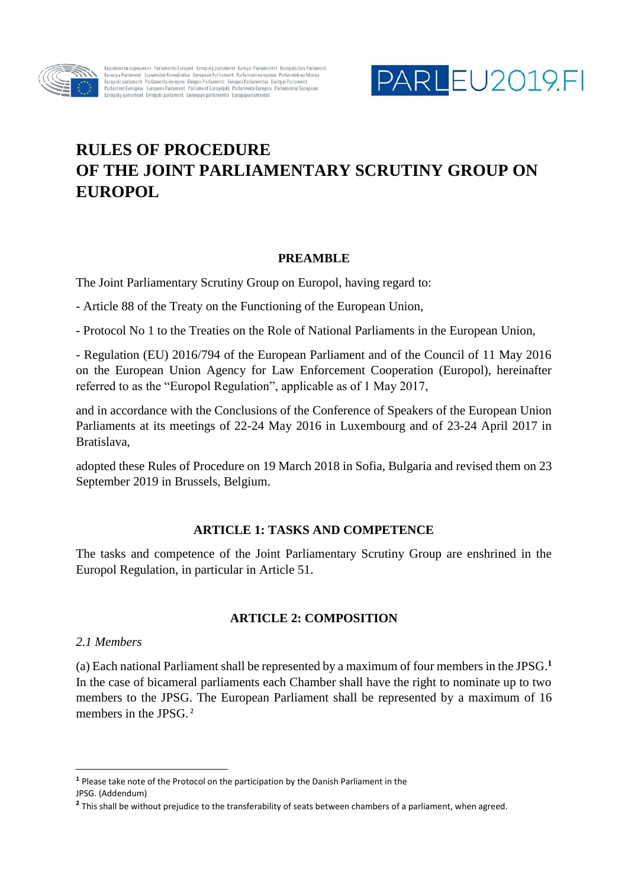# RULES OF PROCEDURE OF THE JOINT PARLIAMENTARY SCRUTINY GROUP ON EUROPOL

## PREAMBLE

The Joint Parliamentary Scrutiny Group on Europol, having regard to:

- Article 88 of the Treaty on the Functioning of the European Union,

- Protocol No 1 to the Treaties on the Role of National Parliaments in the European Union,

- Regulation (EU) 2016/794 of the European Parliament and of the Council of 11 May 2016 on the European Union Agency for Law Enforcement Cooperation (Europol), hereinafter referred to as the "Europol Regulation", applicable as of 1 May 2017,

and in accordance with the Conclusions of the Conference of Speakers of the European Union Parliaments at its meetings of 22-24 May 2016 in Luxembourg and of 23-24 April 2017 in Bratislava,

adopted these Rules of Procedure on 19 March 2018 in Sofia, Bulgaria and revised them on 23 September 2019 in Brussels, Belgium.

## ARTICLE 1: TASKS AND COMPETENCE

The tasks and competence of the Joint Parliamentary Scrutiny Group are enshrined in the Europol Regulation, in particular in Article 51.

## ARTICLE 2: COMPOSITION

*2.1 Members*

(a) Each national Parliament shall be represented by a maximum of four members in the JPSG.[1] In the case of bicameral parliaments each Chamber shall have the right to nominate up to two members to the JPSG. The European Parliament shall be represented by a maximum of 16 members in the JPSG.[2]

---

[1] Please take note of the Protocol on the participation by the Danish Parliament in the JPSG. (Addendum)

[2] This shall be without prejudice to the transferability of seats between chambers of a parliament, when agreed.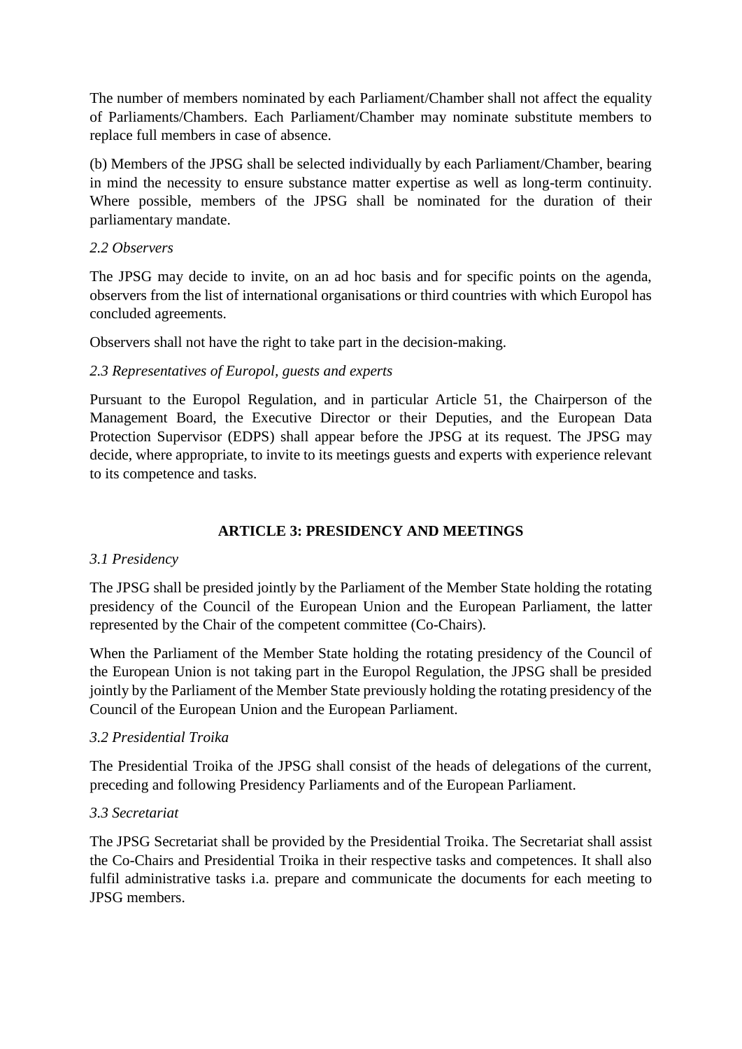The number of members nominated by each Parliament/Chamber shall not affect the equality of Parliaments/Chambers. Each Parliament/Chamber may nominate substitute members to replace full members in case of absence.

(b) Members of the JPSG shall be selected individually by each Parliament/Chamber, bearing in mind the necessity to ensure substance matter expertise as well as long-term continuity. Where possible, members of the JPSG shall be nominated for the duration of their parliamentary mandate.

*2.2 Observers*

The JPSG may decide to invite, on an ad hoc basis and for specific points on the agenda, observers from the list of international organisations or third countries with which Europol has concluded agreements.

Observers shall not have the right to take part in the decision-making.

*2.3 Representatives of Europol, guests and experts*

Pursuant to the Europol Regulation, and in particular Article 51, the Chairperson of the Management Board, the Executive Director or their Deputies, and the European Data Protection Supervisor (EDPS) shall appear before the JPSG at its request. The JPSG may decide, where appropriate, to invite to its meetings guests and experts with experience relevant to its competence and tasks.

## ARTICLE 3: PRESIDENCY AND MEETINGS

*3.1 Presidency*

The JPSG shall be presided jointly by the Parliament of the Member State holding the rotating presidency of the Council of the European Union and the European Parliament, the latter represented by the Chair of the competent committee (Co-Chairs).

When the Parliament of the Member State holding the rotating presidency of the Council of the European Union is not taking part in the Europol Regulation, the JPSG shall be presided jointly by the Parliament of the Member State previously holding the rotating presidency of the Council of the European Union and the European Parliament.

*3.2 Presidential Troika*

The Presidential Troika of the JPSG shall consist of the heads of delegations of the current, preceding and following Presidency Parliaments and of the European Parliament.

*3.3 Secretariat*

The JPSG Secretariat shall be provided by the Presidential Troika. The Secretariat shall assist the Co-Chairs and Presidential Troika in their respective tasks and competences. It shall also fulfil administrative tasks i.a. prepare and communicate the documents for each meeting to JPSG members.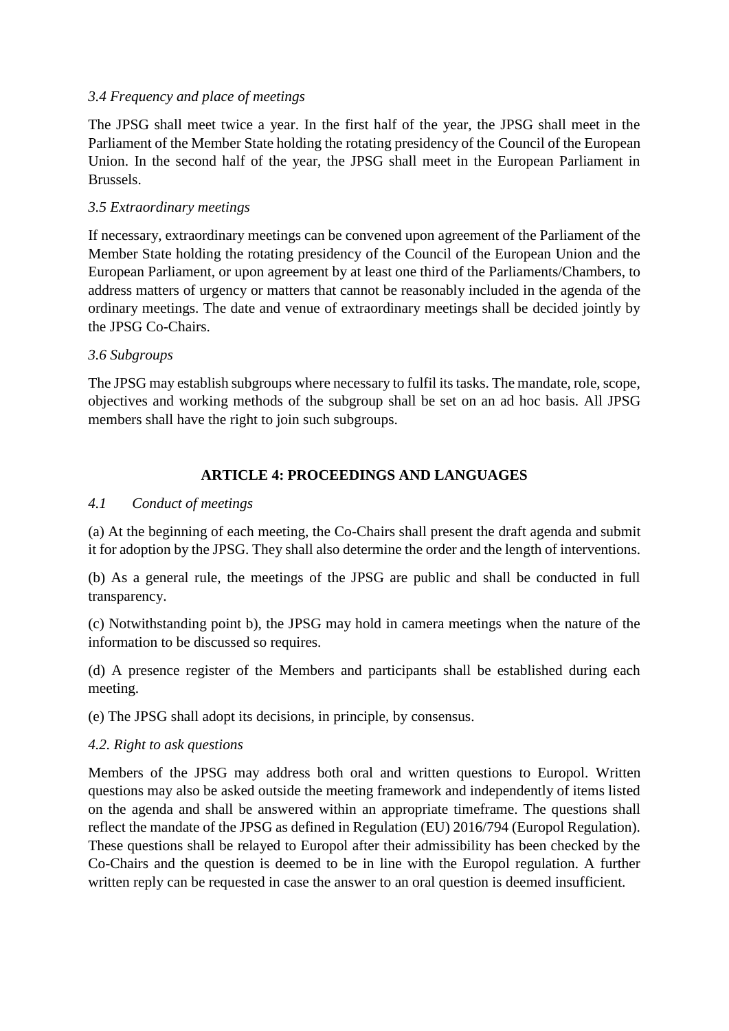*3.4 Frequency and place of meetings*

The JPSG shall meet twice a year. In the first half of the year, the JPSG shall meet in the Parliament of the Member State holding the rotating presidency of the Council of the European Union. In the second half of the year, the JPSG shall meet in the European Parliament in Brussels.

*3.5 Extraordinary meetings*

If necessary, extraordinary meetings can be convened upon agreement of the Parliament of the Member State holding the rotating presidency of the Council of the European Union and the European Parliament, or upon agreement by at least one third of the Parliaments/Chambers, to address matters of urgency or matters that cannot be reasonably included in the agenda of the ordinary meetings. The date and venue of extraordinary meetings shall be decided jointly by the JPSG Co-Chairs.

*3.6 Subgroups*

The JPSG may establish subgroups where necessary to fulfil its tasks. The mandate, role, scope, objectives and working methods of the subgroup shall be set on an ad hoc basis. All JPSG members shall have the right to join such subgroups.

## ARTICLE 4: PROCEEDINGS AND LANGUAGES

*4.1 Conduct of meetings*

(a) At the beginning of each meeting, the Co-Chairs shall present the draft agenda and submit it for adoption by the JPSG. They shall also determine the order and the length of interventions.

(b) As a general rule, the meetings of the JPSG are public and shall be conducted in full transparency.

(c) Notwithstanding point b), the JPSG may hold in camera meetings when the nature of the information to be discussed so requires.

(d) A presence register of the Members and participants shall be established during each meeting.

(e) The JPSG shall adopt its decisions, in principle, by consensus.

*4.2. Right to ask questions*

Members of the JPSG may address both oral and written questions to Europol. Written questions may also be asked outside the meeting framework and independently of items listed on the agenda and shall be answered within an appropriate timeframe. The questions shall reflect the mandate of the JPSG as defined in Regulation (EU) 2016/794 (Europol Regulation). These questions shall be relayed to Europol after their admissibility has been checked by the Co-Chairs and the question is deemed to be in line with the Europol regulation. A further written reply can be requested in case the answer to an oral question is deemed insufficient.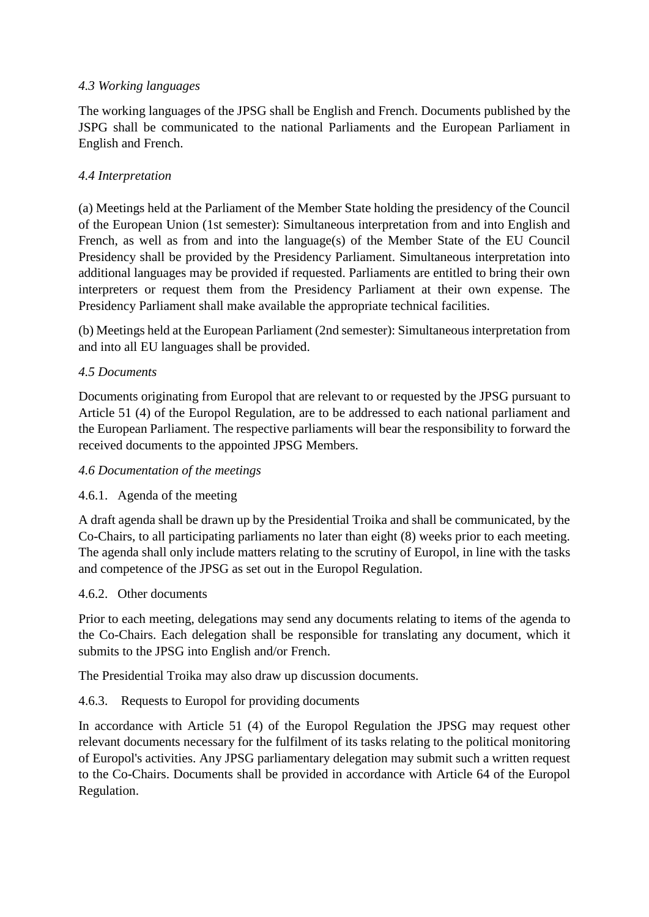*4.3 Working languages*

The working languages of the JPSG shall be English and French. Documents published by the JSPG shall be communicated to the national Parliaments and the European Parliament in English and French.

*4.4 Interpretation*

(a) Meetings held at the Parliament of the Member State holding the presidency of the Council of the European Union (1st semester): Simultaneous interpretation from and into English and French, as well as from and into the language(s) of the Member State of the EU Council Presidency shall be provided by the Presidency Parliament. Simultaneous interpretation into additional languages may be provided if requested. Parliaments are entitled to bring their own interpreters or request them from the Presidency Parliament at their own expense. The Presidency Parliament shall make available the appropriate technical facilities.

(b) Meetings held at the European Parliament (2nd semester): Simultaneous interpretation from and into all EU languages shall be provided.

*4.5 Documents*

Documents originating from Europol that are relevant to or requested by the JPSG pursuant to Article 51 (4) of the Europol Regulation, are to be addressed to each national parliament and the European Parliament. The respective parliaments will bear the responsibility to forward the received documents to the appointed JPSG Members.

*4.6 Documentation of the meetings*

4.6.1. Agenda of the meeting

A draft agenda shall be drawn up by the Presidential Troika and shall be communicated, by the Co-Chairs, to all participating parliaments no later than eight (8) weeks prior to each meeting. The agenda shall only include matters relating to the scrutiny of Europol, in line with the tasks and competence of the JPSG as set out in the Europol Regulation.

4.6.2. Other documents

Prior to each meeting, delegations may send any documents relating to items of the agenda to the Co-Chairs. Each delegation shall be responsible for translating any document, which it submits to the JPSG into English and/or French.

The Presidential Troika may also draw up discussion documents.

4.6.3. Requests to Europol for providing documents

In accordance with Article 51 (4) of the Europol Regulation the JPSG may request other relevant documents necessary for the fulfilment of its tasks relating to the political monitoring of Europol's activities. Any JPSG parliamentary delegation may submit such a written request to the Co-Chairs. Documents shall be provided in accordance with Article 64 of the Europol Regulation.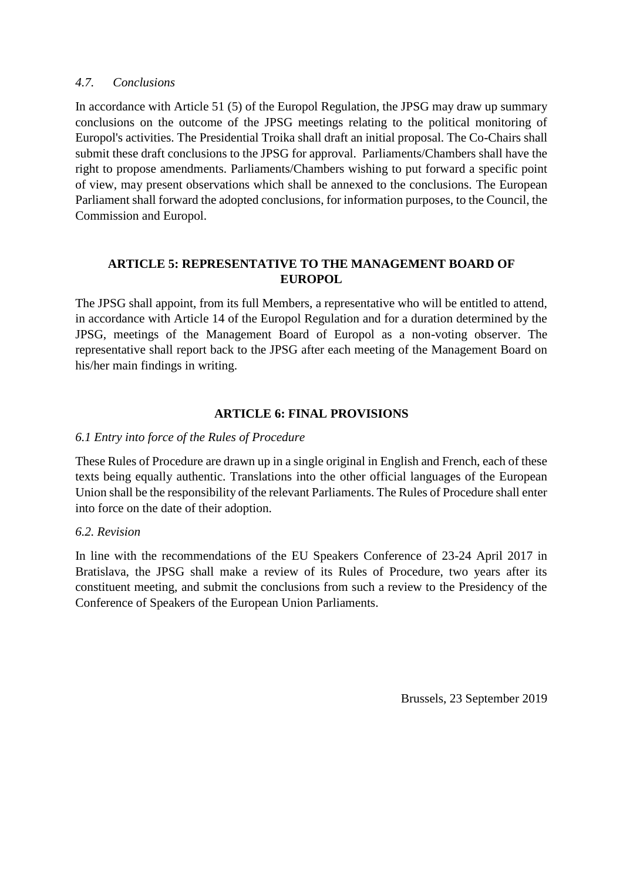*4.7. Conclusions*

In accordance with Article 51 (5) of the Europol Regulation, the JPSG may draw up summary conclusions on the outcome of the JPSG meetings relating to the political monitoring of Europol's activities. The Presidential Troika shall draft an initial proposal. The Co-Chairs shall submit these draft conclusions to the JPSG for approval. Parliaments/Chambers shall have the right to propose amendments. Parliaments/Chambers wishing to put forward a specific point of view, may present observations which shall be annexed to the conclusions. The European Parliament shall forward the adopted conclusions, for information purposes, to the Council, the Commission and Europol.

## ARTICLE 5: REPRESENTATIVE TO THE MANAGEMENT BOARD OF EUROPOL

The JPSG shall appoint, from its full Members, a representative who will be entitled to attend, in accordance with Article 14 of the Europol Regulation and for a duration determined by the JPSG, meetings of the Management Board of Europol as a non-voting observer. The representative shall report back to the JPSG after each meeting of the Management Board on his/her main findings in writing.

## ARTICLE 6: FINAL PROVISIONS

*6.1 Entry into force of the Rules of Procedure*

These Rules of Procedure are drawn up in a single original in English and French, each of these texts being equally authentic. Translations into the other official languages of the European Union shall be the responsibility of the relevant Parliaments. The Rules of Procedure shall enter into force on the date of their adoption.

*6.2. Revision*

In line with the recommendations of the EU Speakers Conference of 23-24 April 2017 in Bratislava, the JPSG shall make a review of its Rules of Procedure, two years after its constituent meeting, and submit the conclusions from such a review to the Presidency of the Conference of Speakers of the European Union Parliaments.

Brussels, 23 September 2019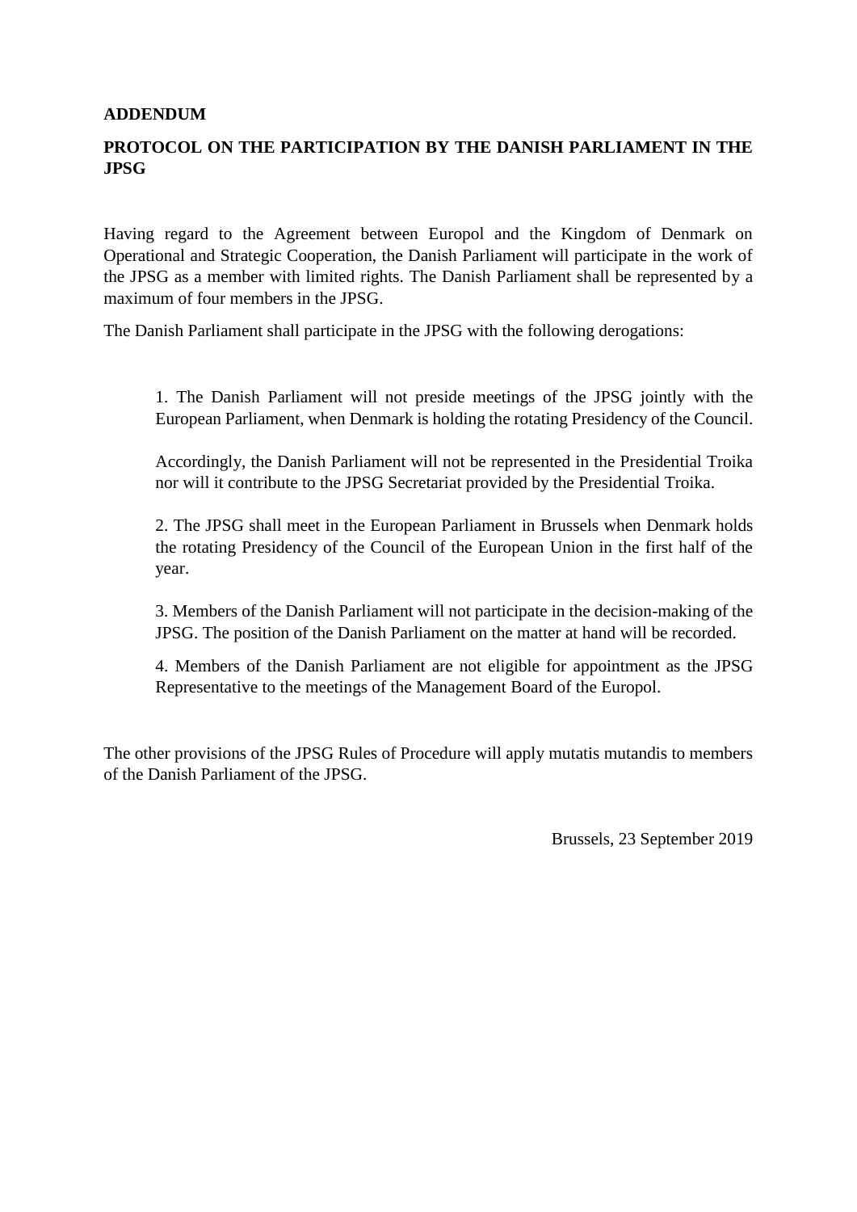**ADDENDUM**

**PROTOCOL ON THE PARTICIPATION BY THE DANISH PARLIAMENT IN THE JPSG**

Having regard to the Agreement between Europol and the Kingdom of Denmark on Operational and Strategic Cooperation, the Danish Parliament will participate in the work of the JPSG as a member with limited rights. The Danish Parliament shall be represented by a maximum of four members in the JPSG.

The Danish Parliament shall participate in the JPSG with the following derogations:

> 1. The Danish Parliament will not preside meetings of the JPSG jointly with the European Parliament, when Denmark is holding the rotating Presidency of the Council.
>
> Accordingly, the Danish Parliament will not be represented in the Presidential Troika nor will it contribute to the JPSG Secretariat provided by the Presidential Troika.
>
> 2. The JPSG shall meet in the European Parliament in Brussels when Denmark holds the rotating Presidency of the Council of the European Union in the first half of the year.
>
> 3. Members of the Danish Parliament will not participate in the decision-making of the JPSG. The position of the Danish Parliament on the matter at hand will be recorded.
>
> 4. Members of the Danish Parliament are not eligible for appointment as the JPSG Representative to the meetings of the Management Board of the Europol.

The other provisions of the JPSG Rules of Procedure will apply mutatis mutandis to members of the Danish Parliament of the JPSG.

Brussels, 23 September 2019